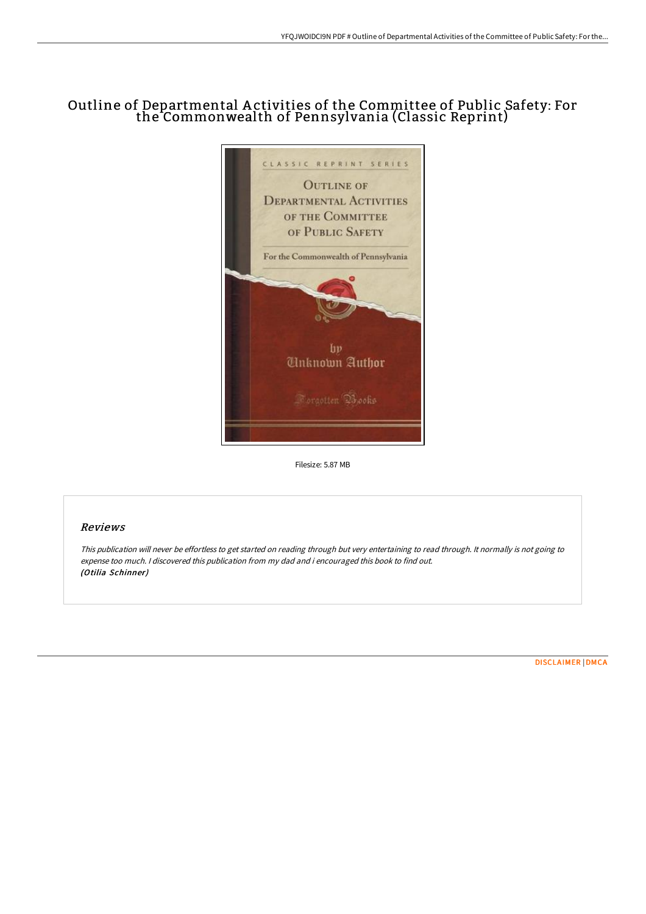# Outline of Departmental Activities of the Committee of Public Safety: For the Commonwealth of Pennsylvania (Classic Reprint)

Filesize: 5.87 MB

## Reviews

*This publication will never be effortless to get started on reading through but very entertaining to read through. It normally is not going to expense too much. I discovered this publication from my dad and i encouraged this book to find out.*
***(Otilia Schinner)***

DISCLAIMER | DMCA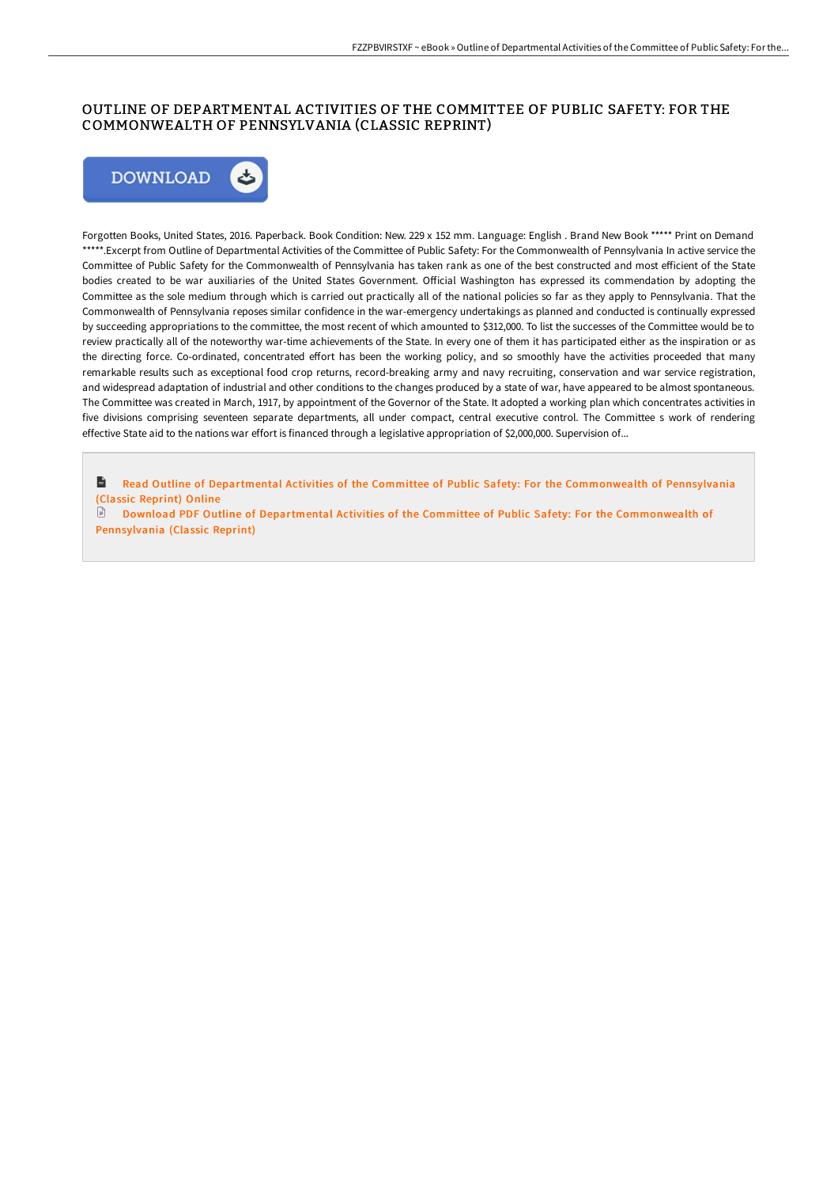# OUTLINE OF DEPARTMENTAL ACTIVITIES OF THE COMMITTEE OF PUBLIC SAFETY: FOR THE COMMONWEALTH OF PENNSYLVANIA (CLASSIC REPRINT)

DOWNLOAD

Forgotten Books, United States, 2016. Paperback. Book Condition: New. 229 x 152 mm. Language: English . Brand New Book ***** Print on Demand *****.Excerpt from Outline of Departmental Activities of the Committee of Public Safety: For the Commonwealth of Pennsylvania In active service the Committee of Public Safety for the Commonwealth of Pennsylvania has taken rank as one of the best constructed and most efficient of the State bodies created to be war auxiliaries of the United States Government. Official Washington has expressed its commendation by adopting the Committee as the sole medium through which is carried out practically all of the national policies so far as they apply to Pennsylvania. That the Commonwealth of Pennsylvania reposes similar confidence in the war-emergency undertakings as planned and conducted is continually expressed by succeeding appropriations to the committee, the most recent of which amounted to $312,000. To list the successes of the Committee would be to review practically all of the noteworthy war-time achievements of the State. In every one of them it has participated either as the inspiration or as the directing force. Co-ordinated, concentrated effort has been the working policy, and so smoothly have the activities proceeded that many remarkable results such as exceptional food crop returns, record-breaking army and navy recruiting, conservation and war service registration, and widespread adaptation of industrial and other conditions to the changes produced by a state of war, have appeared to be almost spontaneous. The Committee was created in March, 1917, by appointment of the Governor of the State. It adopted a working plan which concentrates activities in five divisions comprising seventeen separate departments, all under compact, central executive control. The Committee s work of rendering effective State aid to the nations war effort is financed through a legislative appropriation of $2,000,000. Supervision of...

Read Outline of Departmental Activities of the Committee of Public Safety: For the Commonwealth of Pennsylvania (Classic Reprint) Online

Download PDF Outline of Departmental Activities of the Committee of Public Safety: For the Commonwealth of Pennsylvania (Classic Reprint)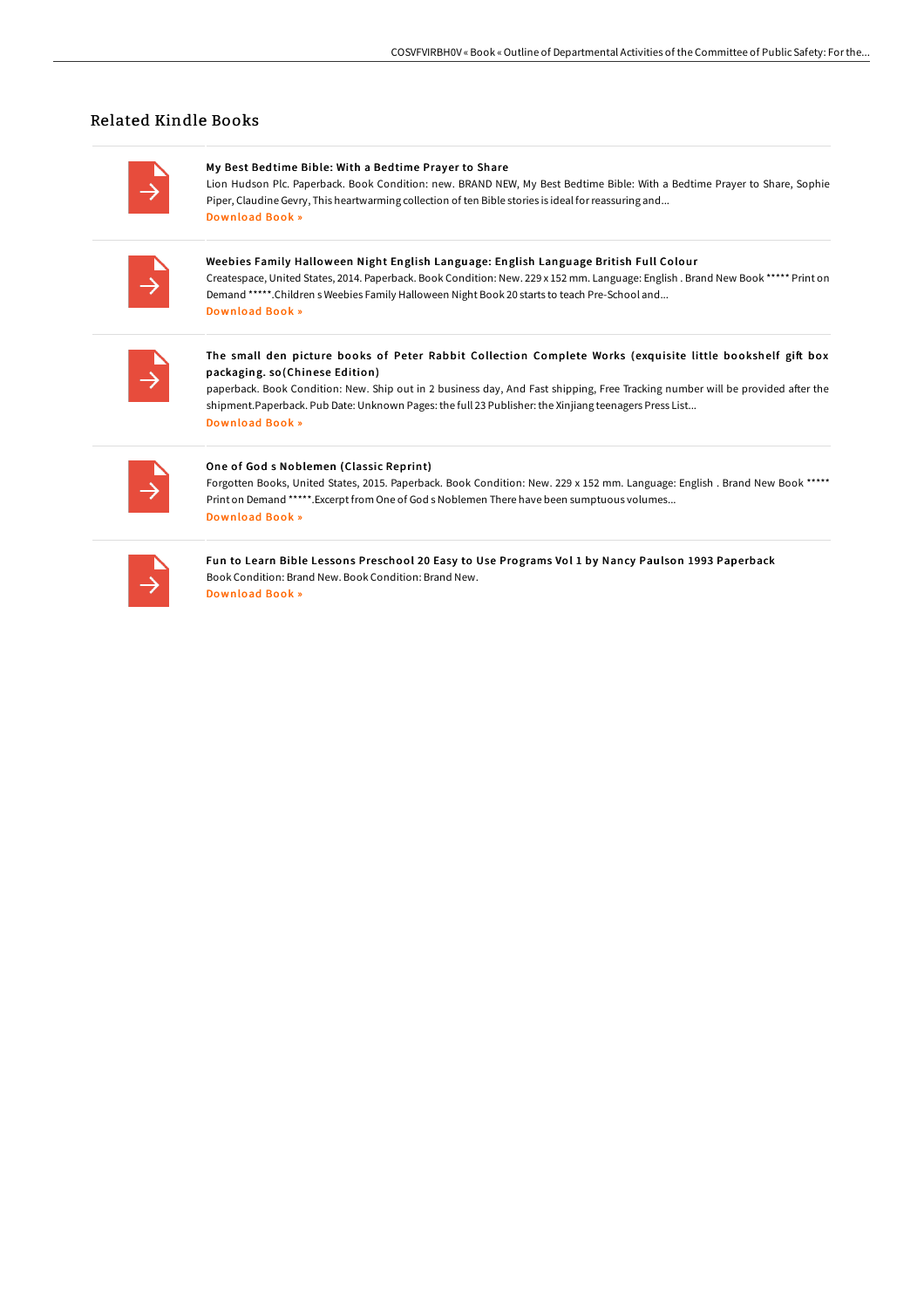## Related Kindle Books

### My Best Bedtime Bible: With a Bedtime Prayer to Share

Lion Hudson Plc. Paperback. Book Condition: new. BRAND NEW, My Best Bedtime Bible: With a Bedtime Prayer to Share, Sophie Piper, Claudine Gevry, This heartwarming collection of ten Bible stories is ideal for reassuring and...

Download Book »

### Weebies Family Halloween Night English Language: English Language British Full Colour

Createspace, United States, 2014. Paperback. Book Condition: New. 229 x 152 mm. Language: English . Brand New Book ***** Print on Demand *****.Children s Weebies Family Halloween Night Book 20 starts to teach Pre-School and...

Download Book »

### The small den picture books of Peter Rabbit Collection Complete Works (exquisite little bookshelf gift box packaging. so(Chinese Edition)

paperback. Book Condition: New. Ship out in 2 business day, And Fast shipping, Free Tracking number will be provided after the shipment.Paperback. Pub Date: Unknown Pages: the full 23 Publisher: the Xinjiang teenagers Press List...

Download Book »

### One of God s Noblemen (Classic Reprint)

Forgotten Books, United States, 2015. Paperback. Book Condition: New. 229 x 152 mm. Language: English . Brand New Book ***** Print on Demand *****.Excerpt from One of God s Noblemen There have been sumptuous volumes...

Download Book »

### Fun to Learn Bible Lessons Preschool 20 Easy to Use Programs Vol 1 by Nancy Paulson 1993 Paperback

Book Condition: Brand New. Book Condition: Brand New.

Download Book »